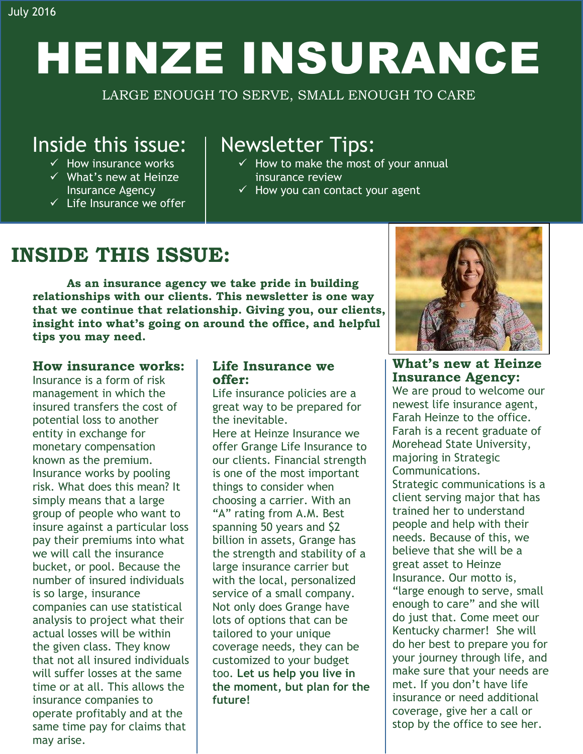July 2016

# HEINZE INSURANCE

LARGE ENOUGH TO SERVE, SMALL ENOUGH TO CARE

## Inside this issue:

- ✓ How insurance works
- ✓ What's new at Heinze Insurance Agency
- ✓ Life Insurance we offer

## Newsletter Tips:

- ✓ How to make the most of your annual insurance review
- ✓ How you can contact your agent

# INSIDE THIS ISSUE:

**As an insurance agency we take pride in building relationships with our clients. This newsletter is one way that we continue that relationship. Giving you, our clients, insight into what's going on around the office, and helpful tips you may need.**

### How insurance works:

Insurance is a form of risk management in which the insured transfers the cost of potential loss to another entity in exchange for monetary compensation known as the premium. Insurance works by pooling risk. What does this mean? It simply means that a large group of people who want to insure against a particular loss pay their premiums into what we will call the insurance bucket, or pool. Because the number of insured individuals is so large, insurance companies can use statistical analysis to project what their actual losses will be within the given class. They know that not all insured individuals will suffer losses at the same time or at all. This allows the insurance companies to operate profitably and at the same time pay for claims that may arise.

### Life Insurance we offer:

Life insurance policies are a great way to be prepared for the inevitable.

Here at Heinze Insurance we offer Grange Life Insurance to our clients. Financial strength is one of the most important things to consider when choosing a carrier. With an "A" rating from A.M. Best spanning 50 years and $2 billion in assets, Grange has the strength and stability of a large insurance carrier but with the local, personalized service of a small company. Not only does Grange have lots of options that can be tailored to your unique coverage needs, they can be customized to your budget too. **Let us help you live in the moment, but plan for the future!**

### What's new at Heinze Insurance Agency:

We are proud to welcome our newest life insurance agent, Farah Heinze to the office. Farah is a recent graduate of Morehead State University, majoring in Strategic Communications.

Strategic communications is a client serving major that has trained her to understand people and help with their needs. Because of this, we believe that she will be a great asset to Heinze Insurance. Our motto is, "large enough to serve, small enough to care" and she will do just that. Come meet our Kentucky charmer! She will do her best to prepare you for your journey through life, and make sure that your needs are met. If you don't have life insurance or need additional coverage, give her a call or stop by the office to see her.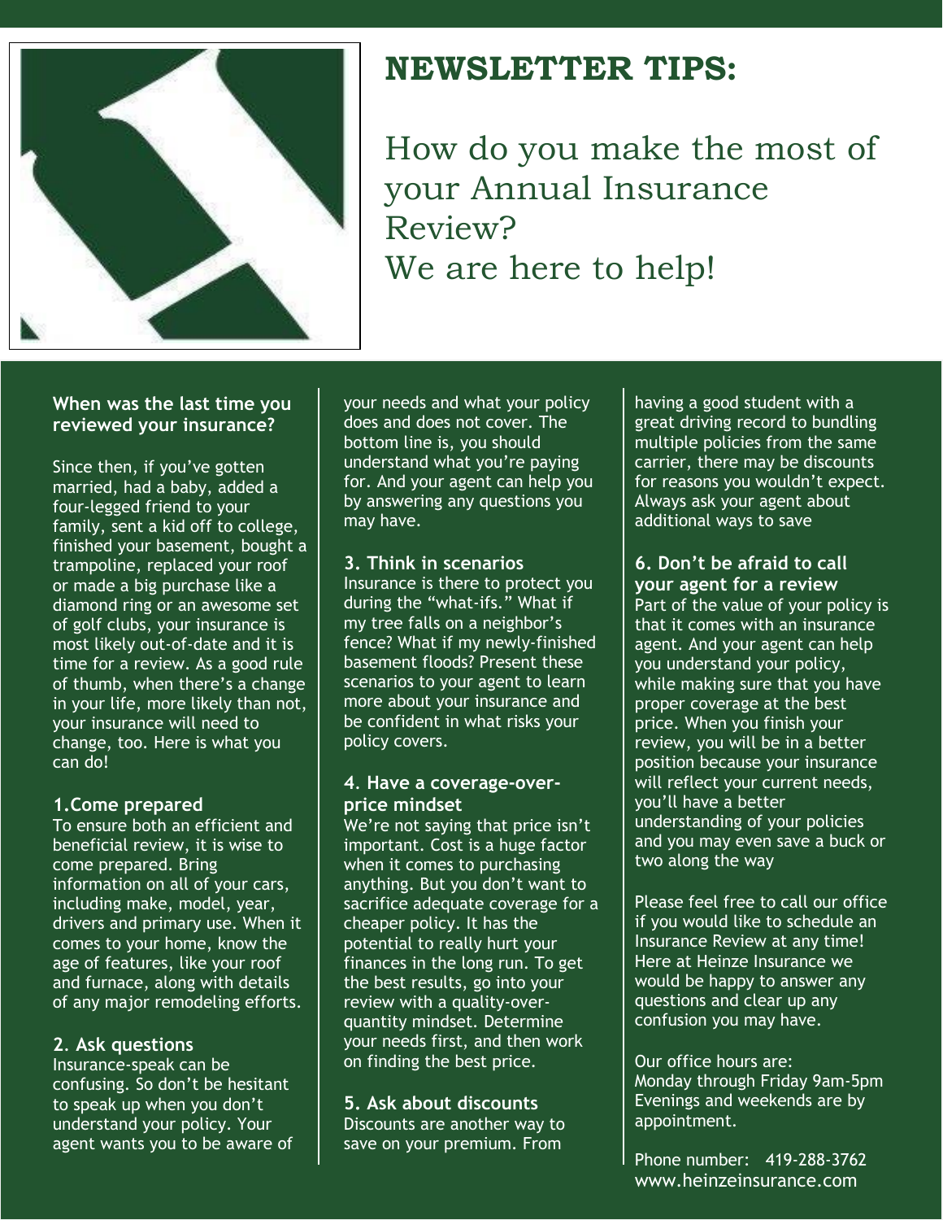# NEWSLETTER TIPS:

## How do you make the most of your Annual Insurance Review? We are here to help!

**When was the last time you reviewed your insurance?**

Since then, if you've gotten married, had a baby, added a four-legged friend to your family, sent a kid off to college, finished your basement, bought a trampoline, replaced your roof or made a big purchase like a diamond ring or an awesome set of golf clubs, your insurance is most likely out-of-date and it is time for a review. As a good rule of thumb, when there's a change in your life, more likely than not, your insurance will need to change, too. Here is what you can do!

**1.Come prepared**

To ensure both an efficient and beneficial review, it is wise to come prepared. Bring information on all of your cars, including make, model, year, drivers and primary use. When it comes to your home, know the age of features, like your roof and furnace, along with details of any major remodeling efforts.

**2. Ask questions**

Insurance-speak can be confusing. So don't be hesitant to speak up when you don't understand your policy. Your agent wants you to be aware of your needs and what your policy does and does not cover. The bottom line is, you should understand what you're paying for. And your agent can help you by answering any questions you may have.

**3. Think in scenarios**

Insurance is there to protect you during the "what-ifs." What if my tree falls on a neighbor's fence? What if my newly-finished basement floods? Present these scenarios to your agent to learn more about your insurance and be confident in what risks your policy covers.

**4. Have a coverage-over-price mindset**

We're not saying that price isn't important. Cost is a huge factor when it comes to purchasing anything. But you don't want to sacrifice adequate coverage for a cheaper policy. It has the potential to really hurt your finances in the long run. To get the best results, go into your review with a quality-over-quantity mindset. Determine your needs first, and then work on finding the best price.

**5. Ask about discounts**

Discounts are another way to save on your premium. From having a good student with a great driving record to bundling multiple policies from the same carrier, there may be discounts for reasons you wouldn't expect. Always ask your agent about additional ways to save

**6. Don't be afraid to call your agent for a review**

Part of the value of your policy is that it comes with an insurance agent. And your agent can help you understand your policy, while making sure that you have proper coverage at the best price. When you finish your review, you will be in a better position because your insurance will reflect your current needs, you'll have a better understanding of your policies and you may even save a buck or two along the way

Please feel free to call our office if you would like to schedule an Insurance Review at any time! Here at Heinze Insurance we would be happy to answer any questions and clear up any confusion you may have.

Our office hours are:
Monday through Friday 9am-5pm
Evenings and weekends are by appointment.

Phone number: 419-288-3762
www.heinzeinsurance.com